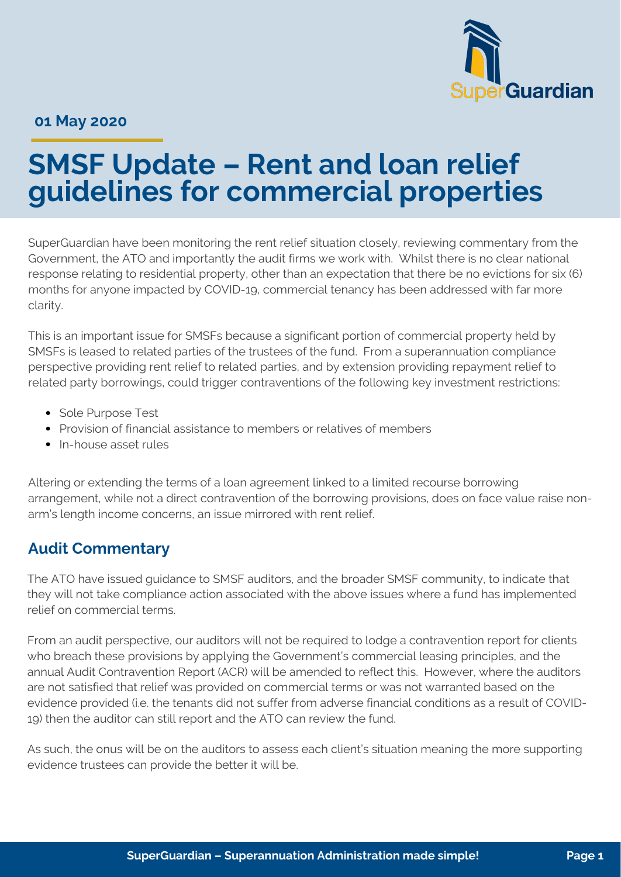**01 May 2020**

# SMSF Update – Rent and loan relief guidelines for commercial properties

SuperGuardian have been monitoring the rent relief situation closely, reviewing commentary from the Government, the ATO and importantly the audit firms we work with. Whilst there is no clear national response relating to residential property, other than an expectation that there be no evictions for six (6) months for anyone impacted by COVID-19, commercial tenancy has been addressed with far more clarity.

This is an important issue for SMSFs because a significant portion of commercial property held by SMSFs is leased to related parties of the trustees of the fund. From a superannuation compliance perspective providing rent relief to related parties, and by extension providing repayment relief to related party borrowings, could trigger contraventions of the following key investment restrictions:

- Sole Purpose Test
- Provision of financial assistance to members or relatives of members
- In-house asset rules

Altering or extending the terms of a loan agreement linked to a limited recourse borrowing arrangement, while not a direct contravention of the borrowing provisions, does on face value raise non-arm's length income concerns, an issue mirrored with rent relief.

## Audit Commentary

The ATO have issued guidance to SMSF auditors, and the broader SMSF community, to indicate that they will not take compliance action associated with the above issues where a fund has implemented relief on commercial terms.

From an audit perspective, our auditors will not be required to lodge a contravention report for clients who breach these provisions by applying the Government's commercial leasing principles, and the annual Audit Contravention Report (ACR) will be amended to reflect this. However, where the auditors are not satisfied that relief was provided on commercial terms or was not warranted based on the evidence provided (i.e. the tenants did not suffer from adverse financial conditions as a result of COVID-19) then the auditor can still report and the ATO can review the fund.

As such, the onus will be on the auditors to assess each client's situation meaning the more supporting evidence trustees can provide the better it will be.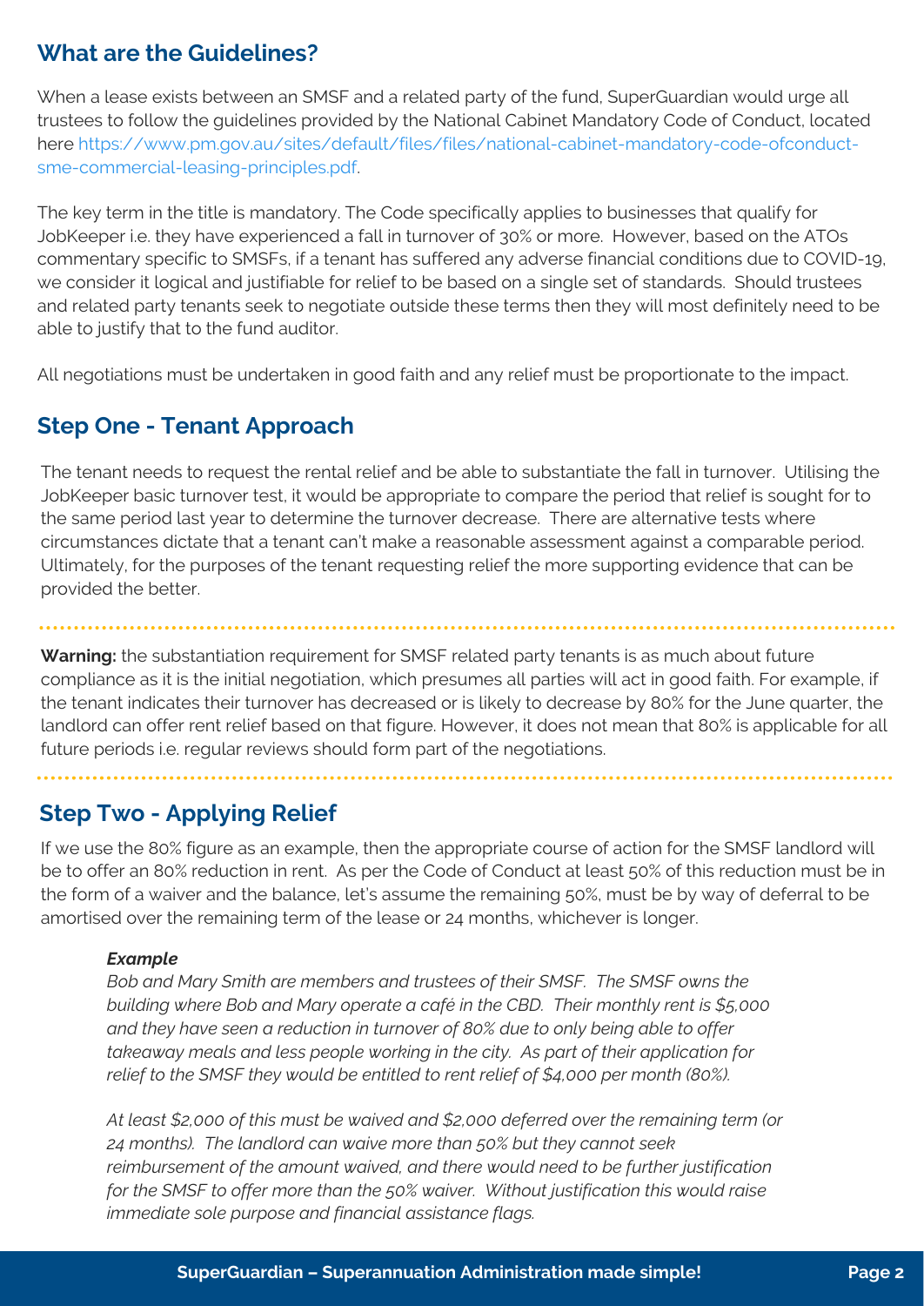## What are the Guidelines?

When a lease exists between an SMSF and a related party of the fund, SuperGuardian would urge all trustees to follow the guidelines provided by the National Cabinet Mandatory Code of Conduct, located here https://www.pm.gov.au/sites/default/files/files/national-cabinet-mandatory-code-ofconduct-sme-commercial-leasing-principles.pdf.

The key term in the title is mandatory. The Code specifically applies to businesses that qualify for JobKeeper i.e. they have experienced a fall in turnover of 30% or more. However, based on the ATOs commentary specific to SMSFs, if a tenant has suffered any adverse financial conditions due to COVID-19, we consider it logical and justifiable for relief to be based on a single set of standards. Should trustees and related party tenants seek to negotiate outside these terms then they will most definitely need to be able to justify that to the fund auditor.

All negotiations must be undertaken in good faith and any relief must be proportionate to the impact.

## Step One - Tenant Approach

The tenant needs to request the rental relief and be able to substantiate the fall in turnover. Utilising the JobKeeper basic turnover test, it would be appropriate to compare the period that relief is sought for to the same period last year to determine the turnover decrease. There are alternative tests where circumstances dictate that a tenant can't make a reasonable assessment against a comparable period. Ultimately, for the purposes of the tenant requesting relief the more supporting evidence that can be provided the better.

**Warning:** the substantiation requirement for SMSF related party tenants is as much about future compliance as it is the initial negotiation, which presumes all parties will act in good faith. For example, if the tenant indicates their turnover has decreased or is likely to decrease by 80% for the June quarter, the landlord can offer rent relief based on that figure. However, it does not mean that 80% is applicable for all future periods i.e. regular reviews should form part of the negotiations.

## Step Two - Applying Relief

If we use the 80% figure as an example, then the appropriate course of action for the SMSF landlord will be to offer an 80% reduction in rent. As per the Code of Conduct at least 50% of this reduction must be in the form of a waiver and the balance, let's assume the remaining 50%, must be by way of deferral to be amortised over the remaining term of the lease or 24 months, whichever is longer.

***Example***

*Bob and Mary Smith are members and trustees of their SMSF. The SMSF owns the building where Bob and Mary operate a café in the CBD. Their monthly rent is $5,000 and they have seen a reduction in turnover of 80% due to only being able to offer takeaway meals and less people working in the city. As part of their application for relief to the SMSF they would be entitled to rent relief of $4,000 per month (80%).*

*At least $2,000 of this must be waived and $2,000 deferred over the remaining term (or 24 months). The landlord can waive more than 50% but they cannot seek reimbursement of the amount waived, and there would need to be further justification for the SMSF to offer more than the 50% waiver. Without justification this would raise immediate sole purpose and financial assistance flags.*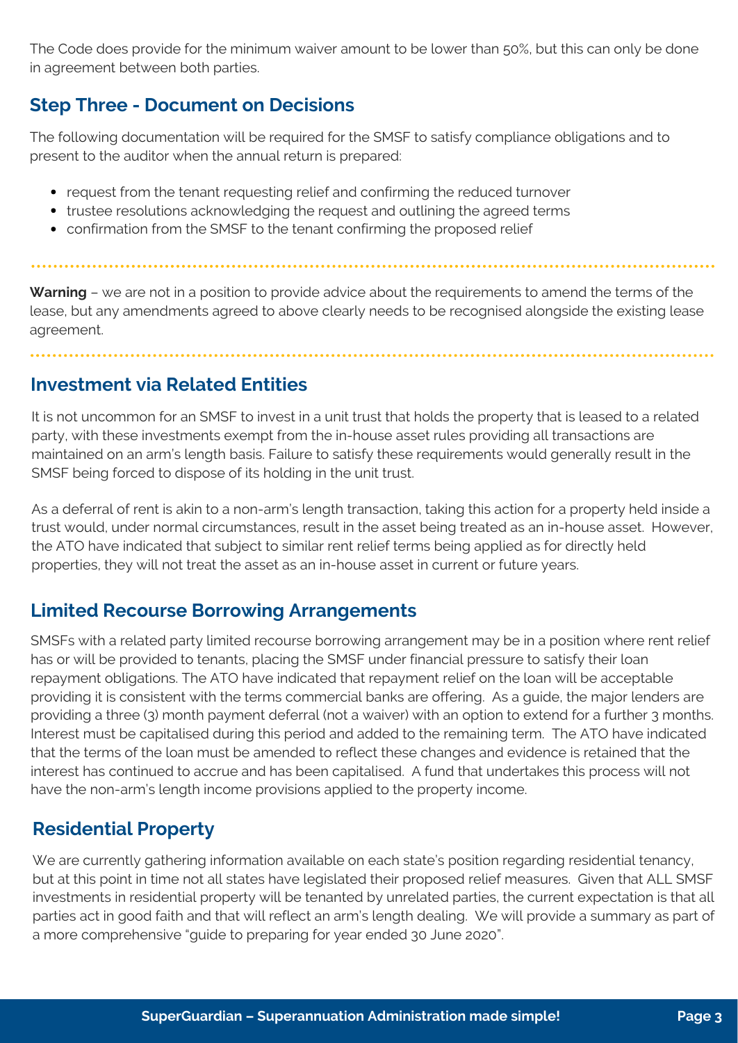The Code does provide for the minimum waiver amount to be lower than 50%, but this can only be done in agreement between both parties.

## Step Three - Document on Decisions

The following documentation will be required for the SMSF to satisfy compliance obligations and to present to the auditor when the annual return is prepared:

- request from the tenant requesting relief and confirming the reduced turnover
- trustee resolutions acknowledging the request and outlining the agreed terms
- confirmation from the SMSF to the tenant confirming the proposed relief

**Warning** – we are not in a position to provide advice about the requirements to amend the terms of the lease, but any amendments agreed to above clearly needs to be recognised alongside the existing lease agreement.

## Investment via Related Entities

It is not uncommon for an SMSF to invest in a unit trust that holds the property that is leased to a related party, with these investments exempt from the in-house asset rules providing all transactions are maintained on an arm's length basis. Failure to satisfy these requirements would generally result in the SMSF being forced to dispose of its holding in the unit trust.

As a deferral of rent is akin to a non-arm's length transaction, taking this action for a property held inside a trust would, under normal circumstances, result in the asset being treated as an in-house asset. However, the ATO have indicated that subject to similar rent relief terms being applied as for directly held properties, they will not treat the asset as an in-house asset in current or future years.

## Limited Recourse Borrowing Arrangements

SMSFs with a related party limited recourse borrowing arrangement may be in a position where rent relief has or will be provided to tenants, placing the SMSF under financial pressure to satisfy their loan repayment obligations. The ATO have indicated that repayment relief on the loan will be acceptable providing it is consistent with the terms commercial banks are offering. As a guide, the major lenders are providing a three (3) month payment deferral (not a waiver) with an option to extend for a further 3 months. Interest must be capitalised during this period and added to the remaining term. The ATO have indicated that the terms of the loan must be amended to reflect these changes and evidence is retained that the interest has continued to accrue and has been capitalised. A fund that undertakes this process will not have the non-arm's length income provisions applied to the property income.

## Residential Property

We are currently gathering information available on each state's position regarding residential tenancy, but at this point in time not all states have legislated their proposed relief measures. Given that ALL SMSF investments in residential property will be tenanted by unrelated parties, the current expectation is that all parties act in good faith and that will reflect an arm's length dealing. We will provide a summary as part of a more comprehensive "guide to preparing for year ended 30 June 2020".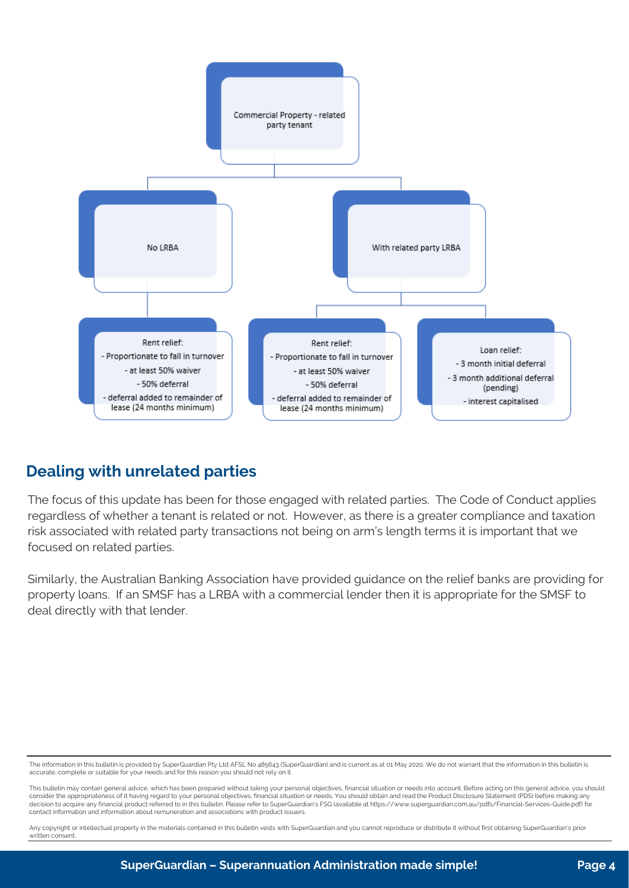Commercial Property - related party tenant

No LRBA

With related party LRBA

Rent relief:
- Proportionate to fall in turnover
- at least 50% waiver
- 50% deferral
- deferral added to remainder of lease (24 months minimum)

Rent relief:
- Proportionate to fall in turnover
- at least 50% waiver
- 50% deferral
- deferral added to remainder of lease (24 months minimum)

Loan relief:
- 3 month initial deferral
- 3 month additional deferral (pending)
- interest capitalised

## Dealing with unrelated parties

The focus of this update has been for those engaged with related parties. The Code of Conduct applies regardless of whether a tenant is related or not. However, as there is a greater compliance and taxation risk associated with related party transactions not being on arm's length terms it is important that we focused on related parties.

Similarly, the Australian Banking Association have provided guidance on the relief banks are providing for property loans. If an SMSF has a LRBA with a commercial lender then it is appropriate for the SMSF to deal directly with that lender.

The information in this bulletin is provided by SuperGuardian Pty Ltd AFSL No 485643 (SuperGuardian) and is current as at 01 May 2020. We do not warrant that the information in this bulletin is accurate, complete or suitable for your needs and for this reason you should not rely on it.

This bulletin may contain general advice, which has been prepared without taking your personal objectives, financial situation or needs into account. Before acting on this general advice, you should consider the appropriateness of it having regard to your personal objectives, financial situation or needs. You should obtain and read the Product Disclosure Statement (PDS) before making any decision to acquire any financial product referred to in this bulletin. Please refer to SuperGuardian's FSG (available at https://www.superguardian.com.au/pdfs/Financial-Services-Guide.pdf) for contact information and information about remuneration and associations with product issuers.

Any copyright or intellectual property in the materials contained in this bulletin vests with SuperGuardian and you cannot reproduce or distribute it without first obtaining SuperGuardian's prior written consent.